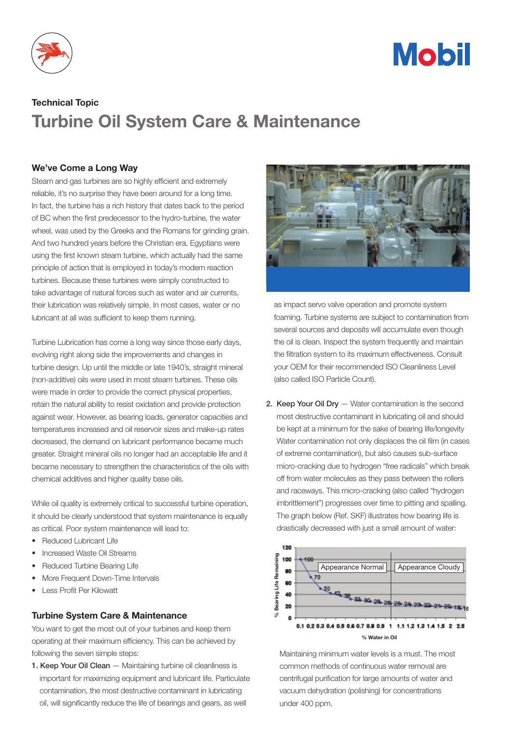Technical Topic

# Turbine Oil System Care & Maintenance

## We've Come a Long Way

Steam and gas turbines are so highly efficient and extremely reliable, it's no surprise they have been around for a long time. In fact, the turbine has a rich history that dates back to the period of BC when the first predecessor to the hydro-turbine, the water wheel, was used by the Greeks and the Romans for grinding grain. And two hundred years before the Christian era, Egyptians were using the first known steam turbine, which actually had the same principle of action that is employed in today's modern reaction turbines. Because these turbines were simply constructed to take advantage of natural forces such as water and air currents, their lubrication was relatively simple. In most cases, water or no lubricant at all was sufficient to keep them running.

Turbine Lubrication has come a long way since those early days, evolving right along side the improvements and changes in turbine design. Up until the middle or late 1940's, straight mineral (non-additive) oils were used in most steam turbines. These oils were made in order to provide the correct physical properties, retain the natural ability to resist oxidation and provide protection against wear. However, as bearing loads, generator capacities and temperatures increased and oil reservoir sizes and make-up rates decreased, the demand on lubricant performance became much greater. Straight mineral oils no longer had an acceptable life and it became necessary to strengthen the characteristics of the oils with chemical additives and higher quality base oils.

While oil quality is extremely critical to successful turbine operation, it should be clearly understood that system maintenance is equally as critical. Poor system maintenance will lead to:

- Reduced Lubricant Life
- Increased Waste Oil Streams
- Reduced Turbine Bearing Life
- More Frequent Down-Time Intervals
- Less Profit Per Kilowatt

## Turbine System Care & Maintenance

You want to get the most out of your turbines and keep them operating at their maximum efficiency. This can be achieved by following the seven simple steps:

1. **Keep Your Oil Clean** — Maintaining turbine oil cleanliness is important for maximizing equipment and lubricant life. Particulate contamination, the most destructive contaminant in lubricating oil, will significantly reduce the life of bearings and gears, as well as impact servo valve operation and promote system foaming. Turbine systems are subject to contamination from several sources and deposits will accumulate even though the oil is clean. Inspect the system frequently and maintain the filtration system to its maximum effectiveness. Consult your OEM for their recommended ISO Cleanliness Level (also called ISO Particle Count).

2. **Keep Your Oil Dry** — Water contamination is the second most destructive contaminant in lubricating oil and should be kept at a minimum for the sake of bearing life/longevity Water contamination not only displaces the oil film (in cases of extreme contamination), but also causes sub-surface micro-cracking due to hydrogen "free radicals" which break off from water molecules as they pass between the rollers and raceways. This micro-cracking (also called "hydrogen imbrittlement") progresses over time to pitting and spalling. The graph below (Ref. SKF) illustrates how bearing life is drastically decreased with just a small amount of water:

% Bearing Life Remaining vs. % Water in Oil (Appearance Normal / Appearance Cloudy)

| % Water in Oil | 0.1 | 0.2 | 0.3 | 0.4 | 0.5 | 0.6 | 0.7 | 0.8 | 0.9 | 1 | 1.1 | 1.2 | 1.3 | 1.4 | 1.5 | 2 | 2.5 |
|---|---|---|---|---|---|---|---|---|---|---|---|---|---|---|---|---|---|
| % Bearing Life Remaining | 100 | 70 | 50 | 42 | 38 | 33 | 30 | 28 | 26 | 25 | 24 | 23 | 22 | 21 | 20 | 18 | 16 |

Maintaining minimum water levels is a must. The most common methods of continuous water removal are centrifugal purification for large amounts of water and vacuum dehydration (polishing) for concentrations under 400 ppm.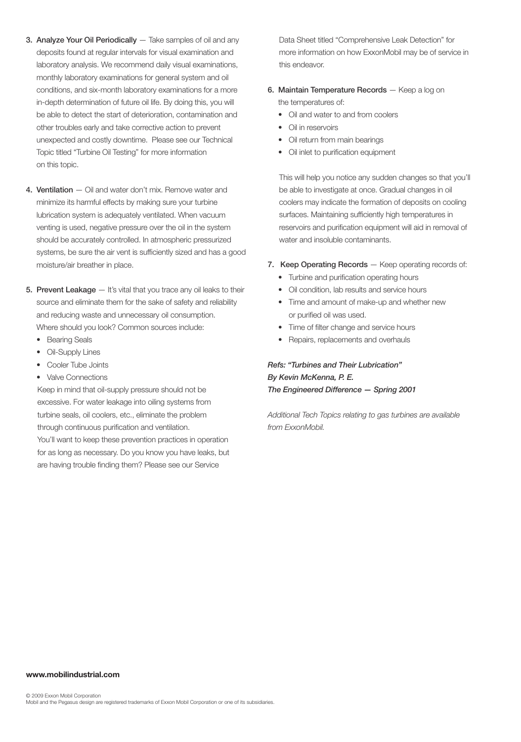3. **Analyze Your Oil Periodically** — Take samples of oil and any deposits found at regular intervals for visual examination and laboratory analysis. We recommend daily visual examinations, monthly laboratory examinations for general system and oil conditions, and six-month laboratory examinations for a more in-depth determination of future oil life. By doing this, you will be able to detect the start of deterioration, contamination and other troubles early and take corrective action to prevent unexpected and costly downtime. Please see our Technical Topic titled "Turbine Oil Testing" for more information on this topic.

4. **Ventilation** — Oil and water don't mix. Remove water and minimize its harmful effects by making sure your turbine lubrication system is adequately ventilated. When vacuum venting is used, negative pressure over the oil in the system should be accurately controlled. In atmospheric pressurized systems, be sure the air vent is sufficiently sized and has a good moisture/air breather in place.

5. **Prevent Leakage** — It's vital that you trace any oil leaks to their source and eliminate them for the sake of safety and reliability and reducing waste and unnecessary oil consumption. Where should you look? Common sources include:
   - Bearing Seals
   - Oil-Supply Lines
   - Cooler Tube Joints
   - Valve Connections

   Keep in mind that oil-supply pressure should not be excessive. For water leakage into oiling systems from turbine seals, oil coolers, etc., eliminate the problem through continuous purification and ventilation. You'll want to keep these prevention practices in operation for as long as necessary. Do you know you have leaks, but are having trouble finding them? Please see our Service Data Sheet titled "Comprehensive Leak Detection" for more information on how ExxonMobil may be of service in this endeavor.

6. **Maintain Temperature Records** — Keep a log on the temperatures of:
   - Oil and water to and from coolers
   - Oil in reservoirs
   - Oil return from main bearings
   - Oil inlet to purification equipment

   This will help you notice any sudden changes so that you'll be able to investigate at once. Gradual changes in oil coolers may indicate the formation of deposits on cooling surfaces. Maintaining sufficiently high temperatures in reservoirs and purification equipment will aid in removal of water and insoluble contaminants.

7. **Keep Operating Records** — Keep operating records of:
   - Turbine and purification operating hours
   - Oil condition, lab results and service hours
   - Time and amount of make-up and whether new or purified oil was used.
   - Time of filter change and service hours
   - Repairs, replacements and overhauls

***Refs: "Turbines and Their Lubrication"***
***By Kevin McKenna, P. E.***
***The Engineered Difference — Spring 2001***

*Additional Tech Topics relating to gas turbines are available from ExxonMobil.*

**www.mobilindustrial.com**

© 2009 Exxon Mobil Corporation
Mobil and the Pegasus design are registered trademarks of Exxon Mobil Corporation or one of its subsidiaries.